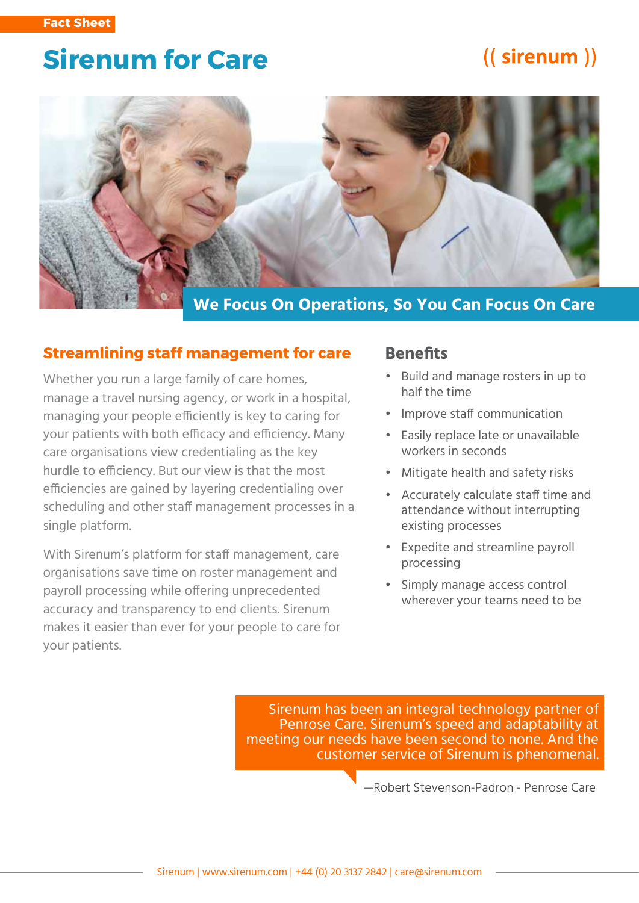Fact Sheet

# Sirenum for Care

(( sirenum ))

**We Focus On Operations, So You Can Focus On Care**

## Streamlining staff management for care

Whether you run a large family of care homes, manage a travel nursing agency, or work in a hospital, managing your people efficiently is key to caring for your patients with both efficacy and efficiency. Many care organisations view credentialing as the key hurdle to efficiency. But our view is that the most efficiencies are gained by layering credentialing over scheduling and other staff management processes in a single platform.

With Sirenum's platform for staff management, care organisations save time on roster management and payroll processing while offering unprecedented accuracy and transparency to end clients. Sirenum makes it easier than ever for your people to care for your patients.

## Benefits

- Build and manage rosters in up to half the time
- Improve staff communication
- Easily replace late or unavailable workers in seconds
- Mitigate health and safety risks
- Accurately calculate staff time and attendance without interrupting existing processes
- Expedite and streamline payroll processing
- Simply manage access control wherever your teams need to be

> Sirenum has been an integral technology partner of Penrose Care. Sirenum's speed and adaptability at meeting our needs have been second to none. And the customer service of Sirenum is phenomenal.

—Robert Stevenson-Padron - Penrose Care

Sirenum | www.sirenum.com | +44 (0) 20 3137 2842 | care@sirenum.com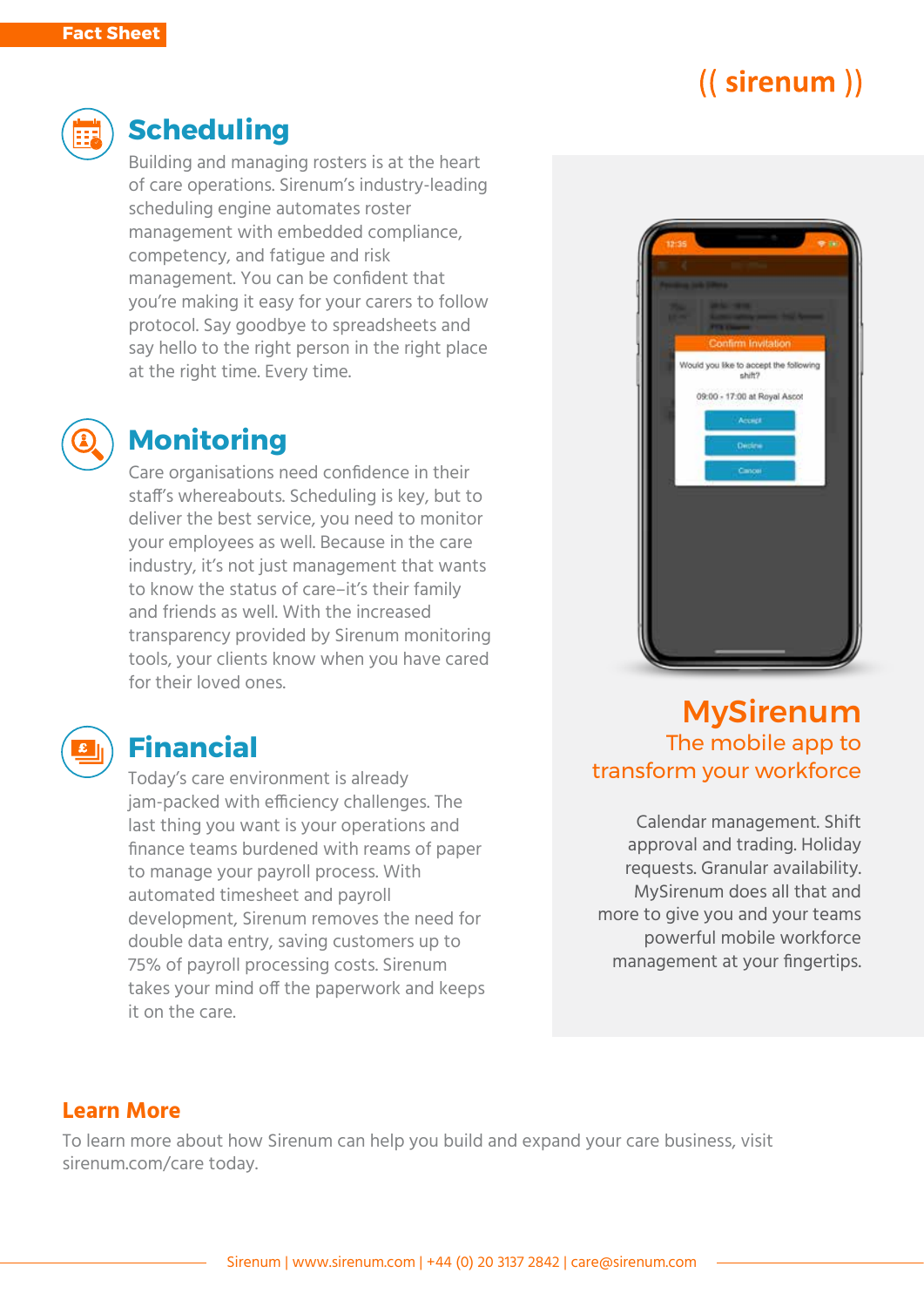Fact Sheet

(( sirenum ))

## Scheduling

Building and managing rosters is at the heart of care operations. Sirenum's industry-leading scheduling engine automates roster management with embedded compliance, competency, and fatigue and risk management. You can be confident that you're making it easy for your carers to follow protocol. Say goodbye to spreadsheets and say hello to the right person in the right place at the right time. Every time.

## Monitoring

Care organisations need confidence in their staff's whereabouts. Scheduling is key, but to deliver the best service, you need to monitor your employees as well. Because in the care industry, it's not just management that wants to know the status of care–it's their family and friends as well. With the increased transparency provided by Sirenum monitoring tools, your clients know when you have cared for their loved ones.

## Financial

Today's care environment is already jam-packed with efficiency challenges. The last thing you want is your operations and finance teams burdened with reams of paper to manage your payroll process. With automated timesheet and payroll development, Sirenum removes the need for double data entry, saving customers up to 75% of payroll processing costs. Sirenum takes your mind off the paperwork and keeps it on the care.

## MySirenum

### The mobile app to transform your workforce

Calendar management. Shift approval and trading. Holiday requests. Granular availability. MySirenum does all that and more to give you and your teams powerful mobile workforce management at your fingertips.

## Learn More

To learn more about how Sirenum can help you build and expand your care business, visit sirenum.com/care today.

Sirenum | www.sirenum.com | +44 (0) 20 3137 2842 | care@sirenum.com